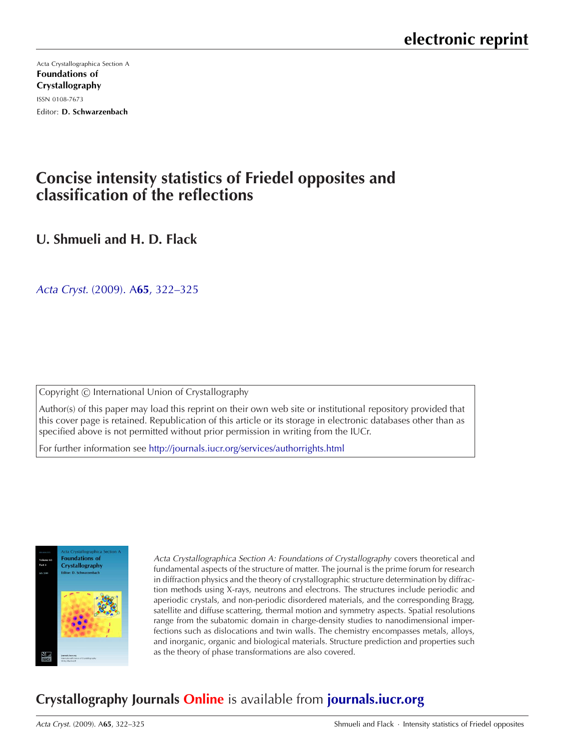electronic reprint

Acta Crystallographica Section A

**Foundations of Crystallography**

ISSN 0108-7673

Editor: **D. Schwarzenbach**

# Concise intensity statistics of Friedel opposites and classification of the reflections

## U. Shmueli and H. D. Flack

*Acta Cryst.* (2009). A**65**, 322–325

Copyright © International Union of Crystallography

Author(s) of this paper may load this reprint on their own web site or institutional repository provided that this cover page is retained. Republication of this article or its storage in electronic databases other than as specified above is not permitted without prior permission in writing from the IUCr.

For further information see http://journals.iucr.org/services/authorrights.html

*Acta Crystallographica Section A: Foundations of Crystallography* covers theoretical and fundamental aspects of the structure of matter. The journal is the prime forum for research in diffraction physics and the theory of crystallographic structure determination by diffraction methods using X-rays, neutrons and electrons. The structures include periodic and aperiodic crystals, and non-periodic disordered materials, and the corresponding Bragg, satellite and diffuse scattering, thermal motion and symmetry aspects. Spatial resolutions range from the subatomic domain in charge-density studies to nanodimensional imperfections such as dislocations and twin walls. The chemistry encompasses metals, alloys, and inorganic, organic and biological materials. Structure prediction and properties such as the theory of phase transformations are also covered.

**Crystallography Journals Online** is available from **journals.iucr.org**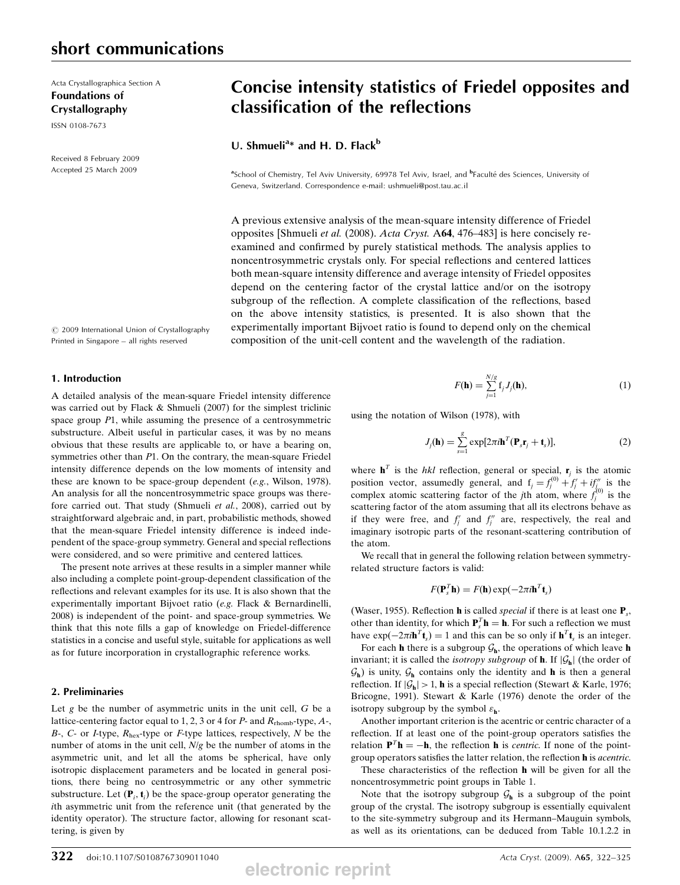## short communications

Acta Crystallographica Section A
**Foundations of Crystallography**
ISSN 0108-7673

Received 8 February 2009
Accepted 25 March 2009

# Concise intensity statistics of Friedel opposites and classification of the reflections

**U. Shmueli[a]\* and H. D. Flack[b]**

[a]School of Chemistry, Tel Aviv University, 69978 Tel Aviv, Israel, and [b]Faculté des Sciences, University of Geneva, Switzerland. Correspondence e-mail: ushmueli@post.tau.ac.il

A previous extensive analysis of the mean-square intensity difference of Friedel opposites [Shmueli *et al.* (2008). *Acta Cryst.* A**64**, 476–483] is here concisely re-examined and confirmed by purely statistical methods. The analysis applies to noncentrosymmetric crystals only. For special reflections and centered lattices both mean-square intensity difference and average intensity of Friedel opposites depend on the centering factor of the crystal lattice and/or on the isotropy subgroup of the reflection. A complete classification of the reflections, based on the above intensity statistics, is presented. It is also shown that the experimentally important Bijvoet ratio is found to depend only on the chemical composition of the unit-cell content and the wavelength of the radiation.

© 2009 International Union of Crystallography
Printed in Singapore – all rights reserved

## 1. Introduction

A detailed analysis of the mean-square Friedel intensity difference was carried out by Flack & Shmueli (2007) for the simplest triclinic space group $P1$, while assuming the presence of a centrosymmetric substructure. Albeit useful in particular cases, it was by no means obvious that these results are applicable to, or have a bearing on, symmetries other than $P1$. On the contrary, the mean-square Friedel intensity difference depends on the low moments of intensity and these are known to be space-group dependent (*e.g.*, Wilson, 1978). An analysis for all the noncentrosymmetric space groups was therefore carried out. That study (Shmueli *et al.*, 2008), carried out by straightforward algebraic and, in part, probabilistic methods, showed that the mean-square Friedel intensity difference is indeed independent of the space-group symmetry. General and special reflections were considered, and so were primitive and centered lattices.

The present note arrives at these results in a simpler manner while also including a complete point-group-dependent classification of the reflections and relevant examples for its use. It is also shown that the experimentally important Bijvoet ratio (*e.g.* Flack & Bernardinelli, 2008) is independent of the point- and space-group symmetries. We think that this note fills a gap of knowledge on Friedel-difference statistics in a concise and useful style, suitable for applications as well as for future incorporation in crystallographic reference works.

## 2. Preliminaries

Let $g$ be the number of asymmetric units in the unit cell, $G$ be a lattice-centering factor equal to 1, 2, 3 or 4 for $P$- and $R_{\rm rhomb}$-type, $A$-, $B$-, $C$- or $I$-type, $R_{\rm hex}$-type or $F$-type lattices, respectively, $N$ be the number of atoms in the unit cell, $N/g$ be the number of atoms in the asymmetric unit, and let all the atoms be spherical, have only isotropic displacement parameters and be located in general positions, there being no centrosymmetric or any other symmetric substructure. Let $(\mathbf{P}_i, \mathbf{t}_i)$ be the space-group operator generating the $i$th asymmetric unit from the reference unit (that generated by the identity operator). The structure factor, allowing for resonant scattering, is given by

$$F(\mathbf{h}) = \sum_{j=1}^{N/g} \mathrm{f}_j J_j(\mathbf{h}), \tag{1}$$

using the notation of Wilson (1978), with

$$J_j(\mathbf{h}) = \sum_{s=1}^{g} \exp[2\pi i \mathbf{h}^T(\mathbf{P}_s \mathbf{r}_j + \mathbf{t}_s)], \tag{2}$$

where $\mathbf{h}^T$ is the $hkl$ reflection, general or special, $\mathbf{r}_j$ is the atomic position vector, assumedly general, and $\mathrm{f}_j = f_j^{(0)} + f_j' + i f_j''$ is the complex atomic scattering factor of the $j$th atom, where $f_j^{(0)}$ is the scattering factor of the atom assuming that all its electrons behave as if they were free, and $f_j'$ and $f_j''$ are, respectively, the real and imaginary isotropic parts of the resonant-scattering contribution of the atom.

We recall that in general the following relation between symmetry-related structure factors is valid:

$$F(\mathbf{P}_s^T \mathbf{h}) = F(\mathbf{h}) \exp(-2\pi i \mathbf{h}^T \mathbf{t}_s)$$

(Waser, 1955). Reflection $\mathbf{h}$ is called *special* if there is at least one $\mathbf{P}_s$, other than identity, for which $\mathbf{P}_s^T \mathbf{h} = \mathbf{h}$. For such a reflection we must have $\exp(-2\pi i \mathbf{h}^T \mathbf{t}_s) = 1$ and this can be so only if $\mathbf{h}^T \mathbf{t}_s$ is an integer.

For each $\mathbf{h}$ there is a subgroup $\mathcal{G}_{\mathbf{h}}$, the operations of which leave $\mathbf{h}$ invariant; it is called the *isotropy subgroup* of $\mathbf{h}$. If $|\mathcal{G}_{\mathbf{h}}|$ (the order of $\mathcal{G}_{\mathbf{h}}$) is unity, $\mathcal{G}_{\mathbf{h}}$ contains only the identity and $\mathbf{h}$ is then a general reflection. If $|\mathcal{G}_{\mathbf{h}}| > 1$, $\mathbf{h}$ is a special reflection (Stewart & Karle, 1976; Bricogne, 1991). Stewart & Karle (1976) denote the order of the isotropy subgroup by the symbol $\varepsilon_{\mathbf{h}}$.

Another important criterion is the acentric or centric character of a reflection. If at least one of the point-group operators satisfies the relation $\mathbf{P}^T \mathbf{h} = -\mathbf{h}$, the reflection $\mathbf{h}$ is *centric*. If none of the point-group operators satisfies the latter relation, the reflection $\mathbf{h}$ is *acentric*.

These characteristics of the reflection $\mathbf{h}$ will be given for all the noncentrosymmetric point groups in Table 1.

Note that the isotropy subgroup $\mathcal{G}_{\mathbf{h}}$ is a subgroup of the point group of the crystal. The isotropy subgroup is essentially equivalent to the site-symmetry subgroup and its Hermann–Mauguin symbols, as well as its orientations, can be deduced from Table 10.1.2.2 in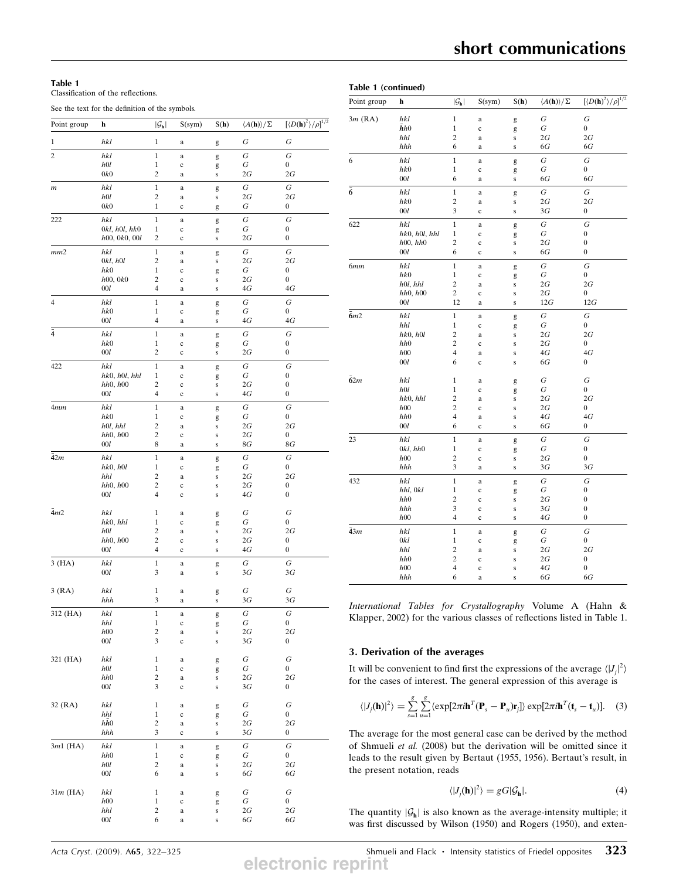**Table 1**
Classification of the reflections.

See the text for the definition of the symbols.

| Point group | **h** | $\lvert\mathcal{G}_{\mathbf{h}}\rvert$ | S(sym) | S(**h**) | $\langle A(\mathbf{h})\rangle/\Sigma$ | $[\langle D(\mathbf{h})^2\rangle/\rho]^{1/2}$ |
|---|---|---|---|---|---|---|
| 1 | $hkl$ | 1 | a | g | $G$ | $G$ |
| 2 | $hkl$ | 1 | a | g | $G$ | $G$ |
| | $h0l$ | 1 | c | g | $G$ | 0 |
| | $0k0$ | 2 | a | s | $2G$ | $2G$ |
| $m$ | $hkl$ | 1 | a | g | $G$ | $G$ |
| | $h0l$ | 2 | a | s | $2G$ | $2G$ |
| | $0k0$ | 1 | c | g | $G$ | 0 |
| 222 | $hkl$ | 1 | a | g | $G$ | $G$ |
| | $0kl$, $h0l$, $hk0$ | 1 | c | g | $G$ | 0 |
| | $h00$, $0k0$, $00l$ | 2 | c | s | $2G$ | 0 |
| $mm2$ | $hkl$ | 1 | a | g | $G$ | $G$ |
| | $0kl$, $h0l$ | 2 | a | s | $2G$ | $2G$ |
| | $hk0$ | 1 | c | g | $G$ | 0 |
| | $h00$, $0k0$ | 2 | c | s | $2G$ | 0 |
| | $00l$ | 4 | a | s | $4G$ | $4G$ |
| 4 | $hkl$ | 1 | a | g | $G$ | $G$ |
| | $hk0$ | 1 | c | g | $G$ | 0 |
| | $00l$ | 4 | a | s | $4G$ | $4G$ |
| $\bar{4}$ | $hkl$ | 1 | a | g | $G$ | $G$ |
| | $hk0$ | 1 | c | g | $G$ | 0 |
| | $00l$ | 2 | c | s | $2G$ | 0 |
| 422 | $hkl$ | 1 | a | g | $G$ | $G$ |
| | $hk0$, $h0l$, $hhl$ | 1 | c | g | $G$ | 0 |
| | $hh0$, $h00$ | 2 | c | s | $2G$ | 0 |
| | $00l$ | 4 | c | s | $4G$ | 0 |
| $4mm$ | $hkl$ | 1 | a | g | $G$ | $G$ |
| | $hk0$ | 1 | c | g | $G$ | 0 |
| | $h0l$, $hhl$ | 2 | a | s | $2G$ | $2G$ |
| | $hh0$, $h00$ | 2 | c | s | $2G$ | 0 |
| | $00l$ | 8 | a | s | $8G$ | $8G$ |
| $\bar{4}2m$ | $hkl$ | 1 | a | g | $G$ | $G$ |
| | $hk0$, $h0l$ | 1 | c | g | $G$ | 0 |
| | $hhl$ | 2 | a | s | $2G$ | $2G$ |
| | $hh0$, $h00$ | 2 | c | s | $2G$ | 0 |
| | $00l$ | 4 | c | s | $4G$ | 0 |
| $\bar{4}m2$ | $hkl$ | 1 | a | g | $G$ | $G$ |
| | $hk0$, $hhl$ | 1 | c | g | $G$ | 0 |
| | $h0l$ | 2 | a | s | $2G$ | $2G$ |
| | $hh0$, $h00$ | 2 | c | s | $2G$ | 0 |
| | $00l$ | 4 | c | s | $4G$ | 0 |
| 3 (HA) | $hkl$ | 1 | a | g | $G$ | $G$ |
| | $00l$ | 3 | a | s | $3G$ | $3G$ |
| 3 (RA) | $hkl$ | 1 | a | g | $G$ | $G$ |
| | $hhh$ | 3 | a | s | $3G$ | $3G$ |
| 312 (HA) | $hkl$ | 1 | a | g | $G$ | $G$ |
| | $hhl$ | 1 | c | g | $G$ | 0 |
| | $h00$ | 2 | a | s | $2G$ | $2G$ |
| | $00l$ | 3 | c | s | $3G$ | 0 |
| 321 (HA) | $hkl$ | 1 | a | g | $G$ | $G$ |
| | $h0l$ | 1 | c | g | $G$ | 0 |
| | $hh0$ | 2 | a | s | $2G$ | $2G$ |
| | $00l$ | 3 | c | s | $3G$ | 0 |
| 32 (RA) | $hkl$ | 1 | a | g | $G$ | $G$ |
| | $hhl$ | 1 | c | g | $G$ | 0 |
| | $h\bar{h}0$ | 2 | a | s | $2G$ | $2G$ |
| | $hhh$ | 3 | c | s | $3G$ | 0 |
| $3m1$ (HA) | $hkl$ | 1 | a | g | $G$ | $G$ |
| | $hh0$ | 1 | c | g | $G$ | 0 |
| | $h0l$ | 2 | a | s | $2G$ | $2G$ |
| | $00l$ | 6 | a | s | $6G$ | $6G$ |
| $31m$ (HA) | $hkl$ | 1 | a | g | $G$ | $G$ |
| | $h00$ | 1 | c | g | $G$ | 0 |
| | $hhl$ | 2 | a | s | $2G$ | $2G$ |
| | $00l$ | 6 | a | s | $6G$ | $6G$ |
| $3m$ (RA) | $hkl$ | 1 | a | g | $G$ | $G$ |
| | $\bar{h}h0$ | 1 | c | g | $G$ | 0 |
| | $hhl$ | 2 | a | s | $2G$ | $2G$ |
| | $hhh$ | 6 | a | s | $6G$ | $6G$ |
| 6 | $hkl$ | 1 | a | g | $G$ | $G$ |
| | $hk0$ | 1 | c | g | $G$ | 0 |
| | $00l$ | 6 | a | s | $6G$ | $6G$ |
| $\bar{6}$ | $hkl$ | 1 | a | g | $G$ | $G$ |
| | $hk0$ | 2 | a | s | $2G$ | $2G$ |
| | $00l$ | 3 | c | s | $3G$ | 0 |
| 622 | $hkl$ | 1 | a | g | $G$ | $G$ |
| | $hk0$, $h0l$, $hhl$ | 1 | c | g | $G$ | 0 |
| | $h00$, $hh0$ | 2 | c | s | $2G$ | 0 |
| | $00l$ | 6 | c | s | $6G$ | 0 |
| $6mm$ | $hkl$ | 1 | a | g | $G$ | $G$ |
| | $hk0$ | 1 | c | g | $G$ | 0 |
| | $h0l$, $hhl$ | 2 | a | s | $2G$ | $2G$ |
| | $hh0$, $h00$ | 2 | c | s | $2G$ | 0 |
| | $00l$ | 12 | a | s | $12G$ | $12G$ |
| $\bar{6}m2$ | $hkl$ | 1 | a | g | $G$ | $G$ |
| | $hhl$ | 1 | c | g | $G$ | 0 |
| | $hk0$, $h0l$ | 2 | a | s | $2G$ | $2G$ |
| | $hh0$ | 2 | c | s | $2G$ | 0 |
| | $h00$ | 4 | a | s | $4G$ | $4G$ |
| | $00l$ | 6 | c | s | $6G$ | 0 |
| $\bar{6}2m$ | $hkl$ | 1 | a | g | $G$ | $G$ |
| | $h0l$ | 1 | c | g | $G$ | 0 |
| | $hk0$, $hhl$ | 2 | a | s | $2G$ | $2G$ |
| | $h00$ | 2 | c | s | $2G$ | 0 |
| | $hh0$ | 4 | a | s | $4G$ | $4G$ |
| | $00l$ | 6 | c | s | $6G$ | 0 |
| 23 | $hkl$ | 1 | a | g | $G$ | $G$ |
| | $0kl$, $hh0$ | 1 | c | g | $G$ | 0 |
| | $h00$ | 2 | c | s | $2G$ | 0 |
| | $hhh$ | 3 | a | s | $3G$ | $3G$ |
| 432 | $hkl$ | 1 | a | g | $G$ | $G$ |
| | $hhl$, $0kl$ | 1 | c | g | $G$ | 0 |
| | $hh0$ | 2 | c | s | $2G$ | 0 |
| | $hhh$ | 3 | c | s | $3G$ | 0 |
| | $h00$ | 4 | c | s | $4G$ | 0 |
| $\bar{4}3m$ | $hkl$ | 1 | a | g | $G$ | $G$ |
| | $0kl$ | 1 | c | g | $G$ | 0 |
| | $hhl$ | 2 | a | s | $2G$ | $2G$ |
| | $hh0$ | 2 | c | s | $2G$ | 0 |
| | $h00$ | 4 | c | s | $4G$ | 0 |
| | $hhh$ | 6 | a | s | $6G$ | $6G$ |

*International Tables for Crystallography* Volume A (Hahn & Klapper, 2002) for the various classes of reflections listed in Table 1.

## 3. Derivation of the averages

It will be convenient to find first the expressions of the average $\langle |J_j|^2\rangle$ for the cases of interest. The general expression of this average is

$$\langle |J_j(\mathbf{h})|^2\rangle = \sum_{s=1}^{g}\sum_{u=1}^{g}\langle \exp[2\pi i\mathbf{h}^T(\mathbf{P}_s - \mathbf{P}_u)\mathbf{r}_j]\rangle \exp[2\pi i\mathbf{h}^T(\mathbf{t}_s - \mathbf{t}_u)]. \quad (3)$$

The average for the most general case can be derived by the method of Shmueli *et al.* (2008) but the derivation will be omitted since it leads to the result given by Bertaut (1955, 1956). Bertaut's result, in the present notation, reads

$$\langle |J_j(\mathbf{h})|^2\rangle = gG|\mathcal{G}_{\mathbf{h}}|. \quad (4)$$

The quantity $|\mathcal{G}_{\mathbf{h}}|$ is also known as the average-intensity multiple; it was first discussed by Wilson (1950) and Rogers (1950), and exten-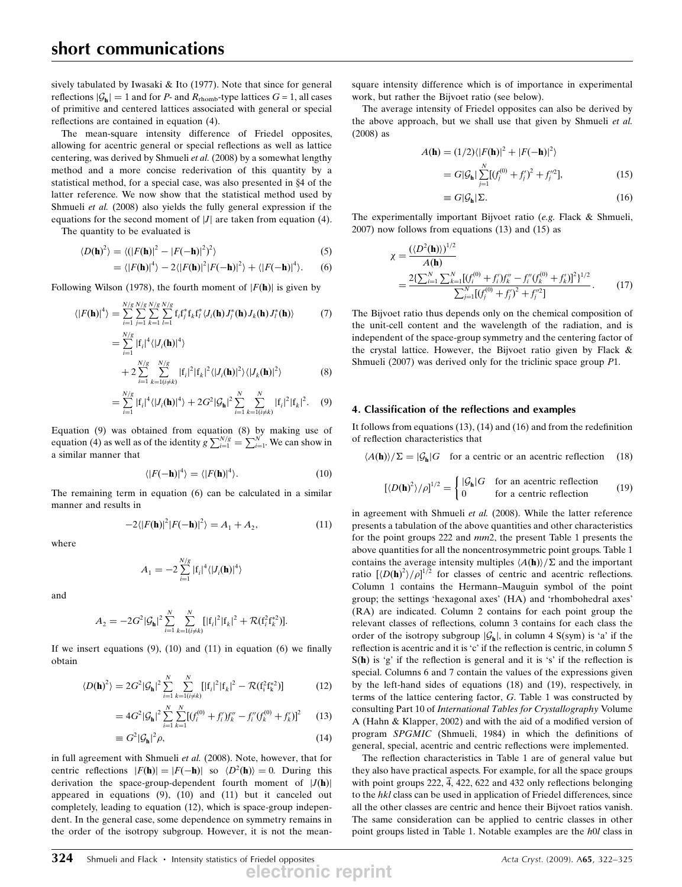sively tabulated by Iwasaki & Ito (1977). Note that since for general reflections $|\mathcal{G}_{\mathbf{h}}| = 1$ and for $P$- and $R_{\rm rhomb}$-type lattices $G = 1$, all cases of primitive and centered lattices associated with general or special reflections are contained in equation (4).

The mean-square intensity difference of Friedel opposites, allowing for acentric general or special reflections as well as lattice centering, was derived by Shmueli *et al.* (2008) by a somewhat lengthy method and a more concise rederivation of this quantity by a statistical method, for a special case, was also presented in §4 of the latter reference. We now show that the statistical method used by Shmueli *et al.* (2008) also yields the fully general expression if the equations for the second moment of $|J|$ are taken from equation (4).

The quantity to be evaluated is

$$\langle D(\mathbf{h})^2\rangle = \langle (|F(\mathbf{h})|^2 - |F(-\mathbf{h})|^2)^2\rangle \tag{5}$$

$$= \langle |F(\mathbf{h})|^4\rangle - 2\langle |F(\mathbf{h})|^2|F(-\mathbf{h})|^2\rangle + \langle |F(-\mathbf{h})|^4\rangle. \tag{6}$$

Following Wilson (1978), the fourth moment of $|F(\mathbf{h})|$ is given by

$$\langle |F(\mathbf{h})|^4\rangle = \sum_{i=1}^{N/g}\sum_{j=1}^{N/g}\sum_{k=1}^{N/g}\sum_{l=1}^{N/g} f_i f_j^* f_k f_l^* \langle J_i(\mathbf{h}) J_j^*(\mathbf{h}) J_k(\mathbf{h}) J_l^*(\mathbf{h})\rangle \tag{7}$$

$$= \sum_{i=1}^{N/g} |f_i|^4 \langle |J_i(\mathbf{h})|^4\rangle + 2\sum_{i=1}^{N/g}\sum_{k=1(i\neq k)}^{N/g} |f_i|^2|f_k|^2 \langle |J_i(\mathbf{h})|^2\rangle\langle |J_k(\mathbf{h})|^2\rangle \tag{8}$$

$$= \sum_{i=1}^{N/g} |f_i|^4 \langle |J_i(\mathbf{h})|^4\rangle + 2G^2|\mathcal{G}_{\mathbf{h}}|^2 \sum_{i=1}^{N}\sum_{k=1(i\neq k)}^{N} |f_i|^2|f_k|^2. \tag{9}$$

Equation (9) was obtained from equation (8) by making use of equation (4) as well as of the identity $g\sum_{i=1}^{N/g} = \sum_{i=1}^{N}$. We can show in a similar manner that

$$\langle |F(-\mathbf{h})|^4\rangle = \langle |F(\mathbf{h})|^4\rangle. \tag{10}$$

The remaining term in equation (6) can be calculated in a similar manner and results in

$$-2\langle |F(\mathbf{h})|^2|F(-\mathbf{h})|^2\rangle = A_1 + A_2, \tag{11}$$

where

$$A_1 = -2\sum_{i=1}^{N/g} |f_i|^4 \langle |J_i(\mathbf{h})|^4\rangle$$

and

$$A_2 = -2G^2|\mathcal{G}_{\mathbf{h}}|^2 \sum_{i=1}^{N}\sum_{k=1(i\neq k)}^{N} [|f_i|^2|f_k|^2 + \mathcal{R}(f_i^2 f_k^{*2})].$$

If we insert equations (9), (10) and (11) in equation (6) we finally obtain

$$\langle D(\mathbf{h})^2\rangle = 2G^2|\mathcal{G}_{\mathbf{h}}|^2 \sum_{i=1}^{N}\sum_{k=1(i\neq k)}^{N} [|f_i|^2|f_k|^2 - \mathcal{R}(f_i^2 f_k^{*2})] \tag{12}$$

$$= 4G^2|\mathcal{G}_{\mathbf{h}}|^2 \sum_{i=1}^{N}\sum_{k=1}^{N} [(f_i^{(0)} + f_i')f_k'' - f_i''(f_k^{(0)} + f_k')]^2 \tag{13}$$

$$\equiv G^2|\mathcal{G}_{\mathbf{h}}|^2 \rho, \tag{14}$$

in full agreement with Shmueli *et al.* (2008). Note, however, that for centric reflections $|F(\mathbf{h})| = |F(-\mathbf{h})|$ so $\langle D^2(\mathbf{h})\rangle = 0$. During this derivation the space-group-dependent fourth moment of $|J(\mathbf{h})|$ appeared in equations (9), (10) and (11) but it canceled out completely, leading to equation (12), which is space-group independent. In the general case, some dependence on symmetry remains in the order of the isotropy subgroup. However, it is not the mean-square intensity difference which is of importance in experimental work, but rather the Bijvoet ratio (see below).

The average intensity of Friedel opposites can also be derived by the above approach, but we shall use that given by Shmueli *et al.* (2008) as

$$A(\mathbf{h}) = (1/2)\langle |F(\mathbf{h})|^2 + |F(-\mathbf{h})|^2\rangle$$

$$= G|\mathcal{G}_{\mathbf{h}}| \sum_{j=1}^{N} [(f_j^{(0)} + f_j')^2 + f_j''^2], \tag{15}$$

$$\equiv G|\mathcal{G}_{\mathbf{h}}|\Sigma. \tag{16}$$

The experimentally important Bijvoet ratio (*e.g.* Flack & Shmueli, 2007) now follows from equations (13) and (15) as

$$\chi = \frac{(\langle D^2(\mathbf{h})\rangle)^{1/2}}{A(\mathbf{h})} = \frac{2\{\sum_{i=1}^{N}\sum_{k=1}^{N}[(f_i^{(0)} + f_i')f_k'' - f_i''(f_k^{(0)} + f_k')]^2\}^{1/2}}{\sum_{j=1}^{N}[(f_j^{(0)} + f_j')^2 + f_j''^2]}. \tag{17}$$

The Bijvoet ratio thus depends only on the chemical composition of the unit-cell content and the wavelength of the radiation, and is independent of the space-group symmetry and the centering factor of the crystal lattice. However, the Bijvoet ratio given by Flack & Shmueli (2007) was derived only for the triclinic space group $P1$.

## 4. Classification of the reflections and examples

It follows from equations (13), (14) and (16) and from the redefinition of reflection characteristics that

$$\langle A(\mathbf{h})\rangle/\Sigma = |\mathcal{G}_{\mathbf{h}}|G \quad \text{for a centric or an acentric reflection} \tag{18}$$

$$[\langle D(\mathbf{h})^2\rangle/\rho]^{1/2} = \begin{cases} |\mathcal{G}_{\mathbf{h}}|G & \text{for an acentric reflection} \\ 0 & \text{for a centric reflection} \end{cases} \tag{19}$$

in agreement with Shmueli *et al.* (2008). While the latter reference presents a tabulation of the above quantities and other characteristics for the point groups 222 and $mm2$, the present Table 1 presents the above quantities for all the noncentrosymmetric point groups. Table 1 contains the average intensity multiples $\langle A(\mathbf{h})\rangle/\Sigma$ and the important ratio $[\langle D(\mathbf{h})^2\rangle/\rho]^{1/2}$ for classes of centric and acentric reflections. Column 1 contains the Hermann–Mauguin symbol of the point group; the settings 'hexagonal axes' (HA) and 'rhombohedral axes' (RA) are indicated. Column 2 contains for each point group the relevant classes of reflections, column 3 contains for each class the order of the isotropy subgroup $|\mathcal{G}_{\mathbf{h}}|$, in column 4 S(sym) is 'a' if the reflection is acentric and it is 'c' if the reflection is centric, in column 5 S($\mathbf{h}$) is 'g' if the reflection is general and it is 's' if the reflection is special. Columns 6 and 7 contain the values of the expressions given by the left-hand sides of equations (18) and (19), respectively, in terms of the lattice centering factor, $G$. Table 1 was constructed by consulting Part 10 of *International Tables for Crystallography* Volume A (Hahn & Klapper, 2002) and with the aid of a modified version of program *SPGMIC* (Shmueli, 1984) in which the definitions of general, special, acentric and centric reflections were implemented.

The reflection characteristics in Table 1 are of general value but they also have practical aspects. For example, for all the space groups with point groups 222, $\overline{4}$, 422, 622 and 432 only reflections belonging to the $hkl$ class can be used in application of Friedel differences, since all the other classes are centric and hence their Bijvoet ratios vanish. The same consideration can be applied to centric classes in other point groups listed in Table 1. Notable examples are the $h0l$ class in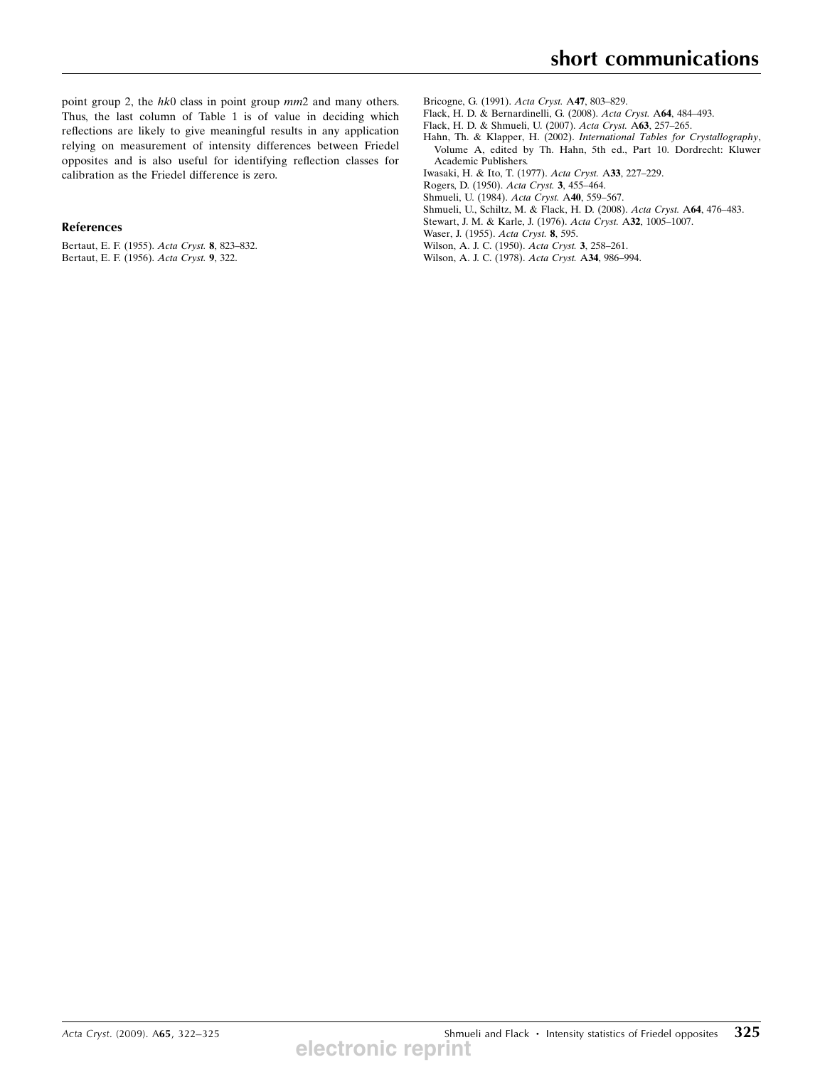point group 2, the *hk*0 class in point group *mm*2 and many others. Thus, the last column of Table 1 is of value in deciding which reflections are likely to give meaningful results in any application relying on measurement of intensity differences between Friedel opposites and is also useful for identifying reflection classes for calibration as the Friedel difference is zero.

## References

Bertaut, E. F. (1955). *Acta Cryst.* **8**, 823–832.
Bertaut, E. F. (1956). *Acta Cryst.* **9**, 322.
Bricogne, G. (1991). *Acta Cryst.* A**47**, 803–829.
Flack, H. D. & Bernardinelli, G. (2008). *Acta Cryst.* A**64**, 484–493.
Flack, H. D. & Shmueli, U. (2007). *Acta Cryst.* A**63**, 257–265.
Hahn, Th. & Klapper, H. (2002). *International Tables for Crystallography*, Volume A, edited by Th. Hahn, 5th ed., Part 10. Dordrecht: Kluwer Academic Publishers.
Iwasaki, H. & Ito, T. (1977). *Acta Cryst.* A**33**, 227–229.
Rogers, D. (1950). *Acta Cryst.* **3**, 455–464.
Shmueli, U. (1984). *Acta Cryst.* A**40**, 559–567.
Shmueli, U., Schiltz, M. & Flack, H. D. (2008). *Acta Cryst.* A**64**, 476–483.
Stewart, J. M. & Karle, J. (1976). *Acta Cryst.* A**32**, 1005–1007.
Waser, J. (1955). *Acta Cryst.* **8**, 595.
Wilson, A. J. C. (1950). *Acta Cryst.* **3**, 258–261.
Wilson, A. J. C. (1978). *Acta Cryst.* A**34**, 986–994.